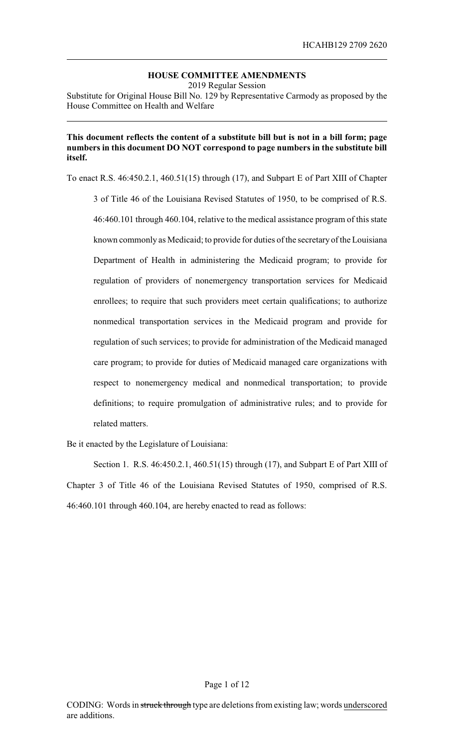**HOUSE COMMITTEE AMENDMENTS**

2019 Regular Session

Substitute for Original House Bill No. 129 by Representative Carmody as proposed by the House Committee on Health and Welfare

**This document reflects the content of a substitute bill but is not in a bill form; page numbers in this document DO NOT correspond to page numbers in the substitute bill itself.**

To enact R.S. 46:450.2.1, 460.51(15) through (17), and Subpart E of Part XIII of Chapter 3 of Title 46 of the Louisiana Revised Statutes of 1950, to be comprised of R.S. 46:460.101 through 460.104, relative to the medical assistance program of this state known commonly as Medicaid; to provide for duties of the secretary of the Louisiana Department of Health in administering the Medicaid program; to provide for regulation of providers of nonemergency transportation services for Medicaid enrollees; to require that such providers meet certain qualifications; to authorize nonmedical transportation services in the Medicaid program and provide for regulation of such services; to provide for administration of the Medicaid managed care program; to provide for duties of Medicaid managed care organizations with respect to nonemergency medical and nonmedical transportation; to provide definitions; to require promulgation of administrative rules; and to provide for related matters.

Be it enacted by the Legislature of Louisiana:

Section 1. R.S. 46:450.2.1, 460.51(15) through (17), and Subpart E of Part XIII of Chapter 3 of Title 46 of the Louisiana Revised Statutes of 1950, comprised of R.S. 46:460.101 through 460.104, are hereby enacted to read as follows:

CODING: Words in ~~struck through~~ type are deletions from existing law; words underscored are additions.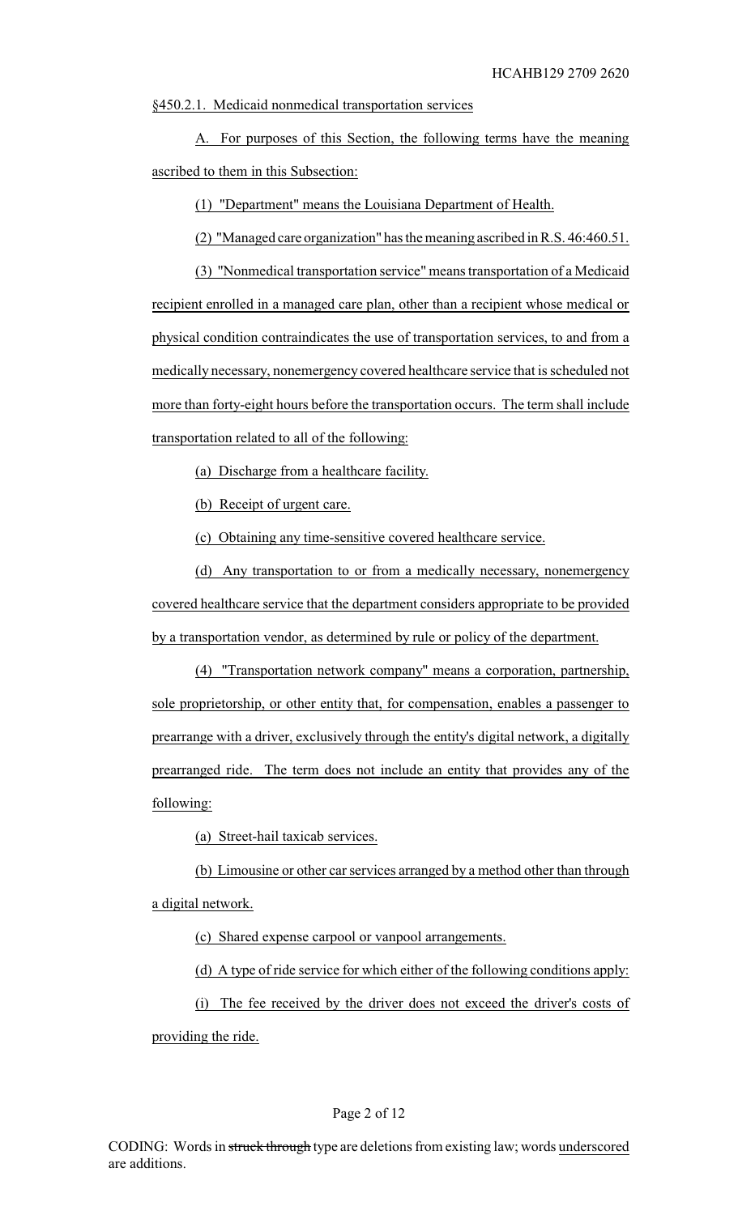§450.2.1. Medicaid nonmedical transportation services

A. For purposes of this Section, the following terms have the meaning ascribed to them in this Subsection:

(1) "Department" means the Louisiana Department of Health.

(2) "Managed care organization" has the meaning ascribed in R.S. 46:460.51.

(3) "Nonmedical transportation service" means transportation of a Medicaid recipient enrolled in a managed care plan, other than a recipient whose medical or physical condition contraindicates the use of transportation services, to and from a medically necessary, nonemergency covered healthcare service that is scheduled not more than forty-eight hours before the transportation occurs. The term shall include transportation related to all of the following:

(a) Discharge from a healthcare facility.

(b) Receipt of urgent care.

(c) Obtaining any time-sensitive covered healthcare service.

(d) Any transportation to or from a medically necessary, nonemergency covered healthcare service that the department considers appropriate to be provided by a transportation vendor, as determined by rule or policy of the department.

(4) "Transportation network company" means a corporation, partnership, sole proprietorship, or other entity that, for compensation, enables a passenger to prearrange with a driver, exclusively through the entity's digital network, a digitally prearranged ride. The term does not include an entity that provides any of the following:

(a) Street-hail taxicab services.

(b) Limousine or other car services arranged by a method other than through a digital network.

(c) Shared expense carpool or vanpool arrangements.

(d) A type of ride service for which either of the following conditions apply:

(i) The fee received by the driver does not exceed the driver's costs of providing the ride.

CODING: Words in ~~struck through~~ type are deletions from existing law; words underscored are additions.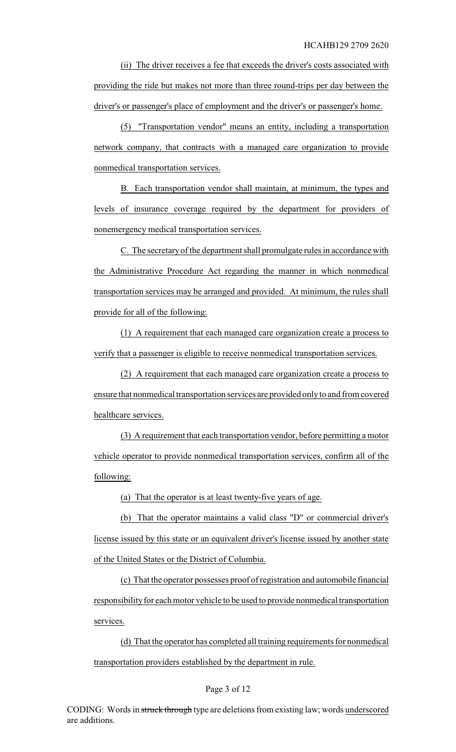(ii) The driver receives a fee that exceeds the driver's costs associated with providing the ride but makes not more than three round-trips per day between the driver's or passenger's place of employment and the driver's or passenger's home.

(5) "Transportation vendor" means an entity, including a transportation network company, that contracts with a managed care organization to provide nonmedical transportation services.

B. Each transportation vendor shall maintain, at minimum, the types and levels of insurance coverage required by the department for providers of nonemergency medical transportation services.

C. The secretary of the department shall promulgate rules in accordance with the Administrative Procedure Act regarding the manner in which nonmedical transportation services may be arranged and provided. At minimum, the rules shall provide for all of the following:

(1) A requirement that each managed care organization create a process to verify that a passenger is eligible to receive nonmedical transportation services.

(2) A requirement that each managed care organization create a process to ensure that nonmedical transportation services are provided only to and from covered healthcare services.

(3) A requirement that each transportation vendor, before permitting a motor vehicle operator to provide nonmedical transportation services, confirm all of the following:

(a) That the operator is at least twenty-five years of age.

(b) That the operator maintains a valid class "D" or commercial driver's license issued by this state or an equivalent driver's license issued by another state of the United States or the District of Columbia.

(c) That the operator possesses proof of registration and automobile financial responsibility for each motor vehicle to be used to provide nonmedical transportation services.

(d) That the operator has completed all training requirements for nonmedical transportation providers established by the department in rule.

CODING: Words in ~~struck through~~ type are deletions from existing law; words underscored are additions.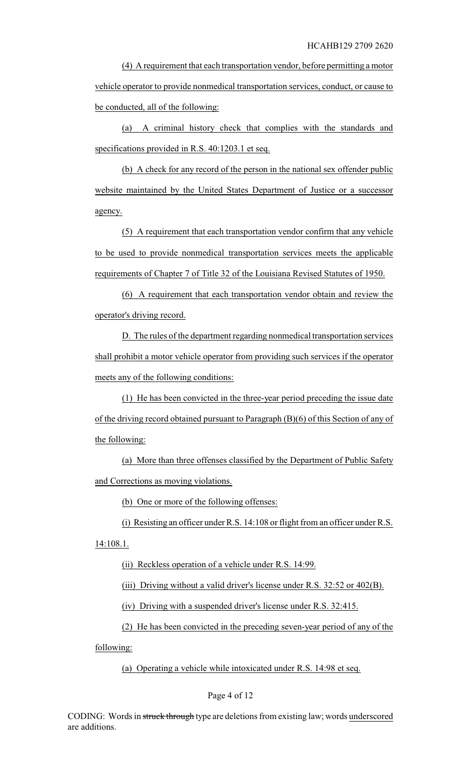(4) A requirement that each transportation vendor, before permitting a motor vehicle operator to provide nonmedical transportation services, conduct, or cause to be conducted, all of the following:

(a) A criminal history check that complies with the standards and specifications provided in R.S. 40:1203.1 et seq.

(b) A check for any record of the person in the national sex offender public website maintained by the United States Department of Justice or a successor agency.

(5) A requirement that each transportation vendor confirm that any vehicle to be used to provide nonmedical transportation services meets the applicable requirements of Chapter 7 of Title 32 of the Louisiana Revised Statutes of 1950.

(6) A requirement that each transportation vendor obtain and review the operator's driving record.

D. The rules of the department regarding nonmedical transportation services shall prohibit a motor vehicle operator from providing such services if the operator meets any of the following conditions:

(1) He has been convicted in the three-year period preceding the issue date of the driving record obtained pursuant to Paragraph (B)(6) of this Section of any of the following:

(a) More than three offenses classified by the Department of Public Safety and Corrections as moving violations.

(b) One or more of the following offenses:

(i) Resisting an officer under R.S. 14:108 or flight from an officer under R.S. 14:108.1.

(ii) Reckless operation of a vehicle under R.S. 14:99.

(iii) Driving without a valid driver's license under R.S. 32:52 or 402(B).

(iv) Driving with a suspended driver's license under R.S. 32:415.

(2) He has been convicted in the preceding seven-year period of any of the following:

(a) Operating a vehicle while intoxicated under R.S. 14:98 et seq.

CODING: Words in ~~struck through~~ type are deletions from existing law; words underscored are additions.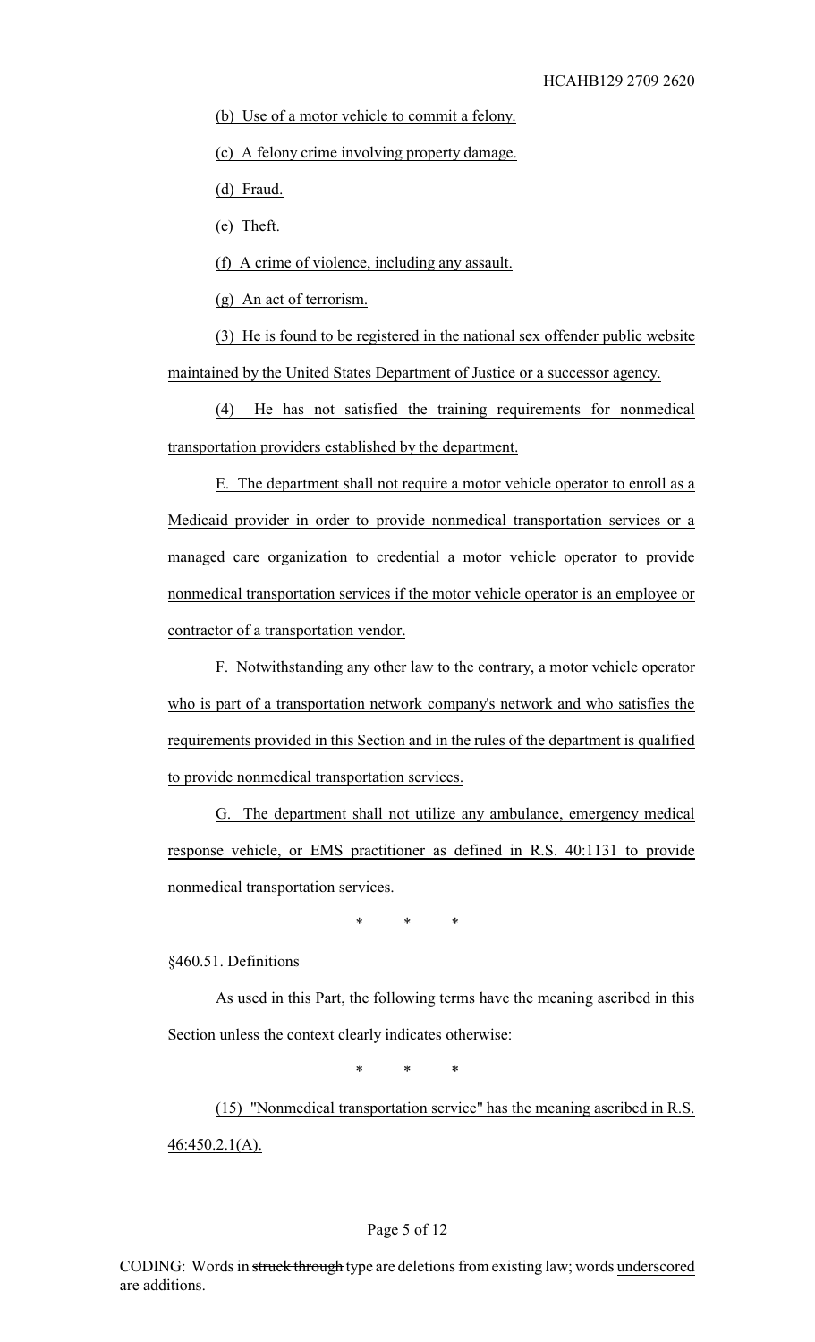(b) Use of a motor vehicle to commit a felony.

(c) A felony crime involving property damage.

(d) Fraud.

(e) Theft.

(f) A crime of violence, including any assault.

(g) An act of terrorism.

(3) He is found to be registered in the national sex offender public website maintained by the United States Department of Justice or a successor agency.

(4) He has not satisfied the training requirements for nonmedical transportation providers established by the department.

E. The department shall not require a motor vehicle operator to enroll as a Medicaid provider in order to provide nonmedical transportation services or a managed care organization to credential a motor vehicle operator to provide nonmedical transportation services if the motor vehicle operator is an employee or contractor of a transportation vendor.

F. Notwithstanding any other law to the contrary, a motor vehicle operator who is part of a transportation network company's network and who satisfies the requirements provided in this Section and in the rules of the department is qualified to provide nonmedical transportation services.

G. The department shall not utilize any ambulance, emergency medical response vehicle, or EMS practitioner as defined in R.S. 40:1131 to provide nonmedical transportation services.

\* \* \*

§460.51. Definitions

As used in this Part, the following terms have the meaning ascribed in this Section unless the context clearly indicates otherwise:

\* \* \*

(15) "Nonmedical transportation service" has the meaning ascribed in R.S. 46:450.2.1(A).

CODING: Words in ~~struck through~~ type are deletions from existing law; words underscored are additions.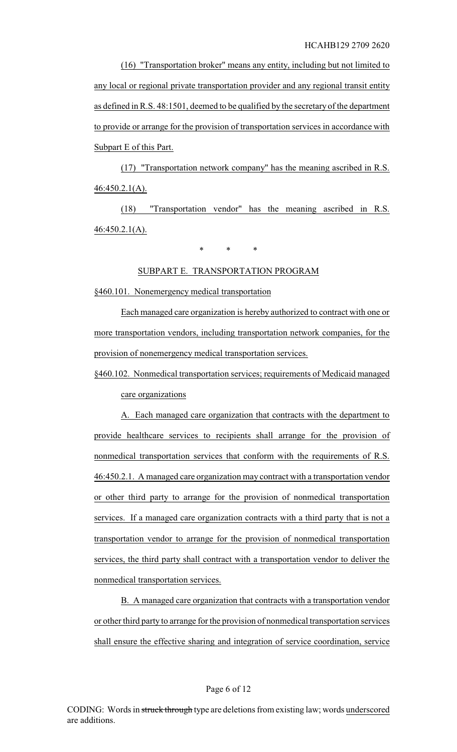(16) "Transportation broker" means any entity, including but not limited to any local or regional private transportation provider and any regional transit entity as defined in R.S. 48:1501, deemed to be qualified by the secretary of the department to provide or arrange for the provision of transportation services in accordance with Subpart E of this Part.

(17) "Transportation network company" has the meaning ascribed in R.S. 46:450.2.1(A).

(18) "Transportation vendor" has the meaning ascribed in R.S. 46:450.2.1(A).

\* \* \*

SUBPART E. TRANSPORTATION PROGRAM

§460.101. Nonemergency medical transportation

Each managed care organization is hereby authorized to contract with one or more transportation vendors, including transportation network companies, for the provision of nonemergency medical transportation services.

§460.102. Nonmedical transportation services; requirements of Medicaid managed care organizations

A. Each managed care organization that contracts with the department to provide healthcare services to recipients shall arrange for the provision of nonmedical transportation services that conform with the requirements of R.S. 46:450.2.1. A managed care organization may contract with a transportation vendor or other third party to arrange for the provision of nonmedical transportation services. If a managed care organization contracts with a third party that is not a transportation vendor to arrange for the provision of nonmedical transportation services, the third party shall contract with a transportation vendor to deliver the nonmedical transportation services.

B. A managed care organization that contracts with a transportation vendor or other third party to arrange for the provision of nonmedical transportation services shall ensure the effective sharing and integration of service coordination, service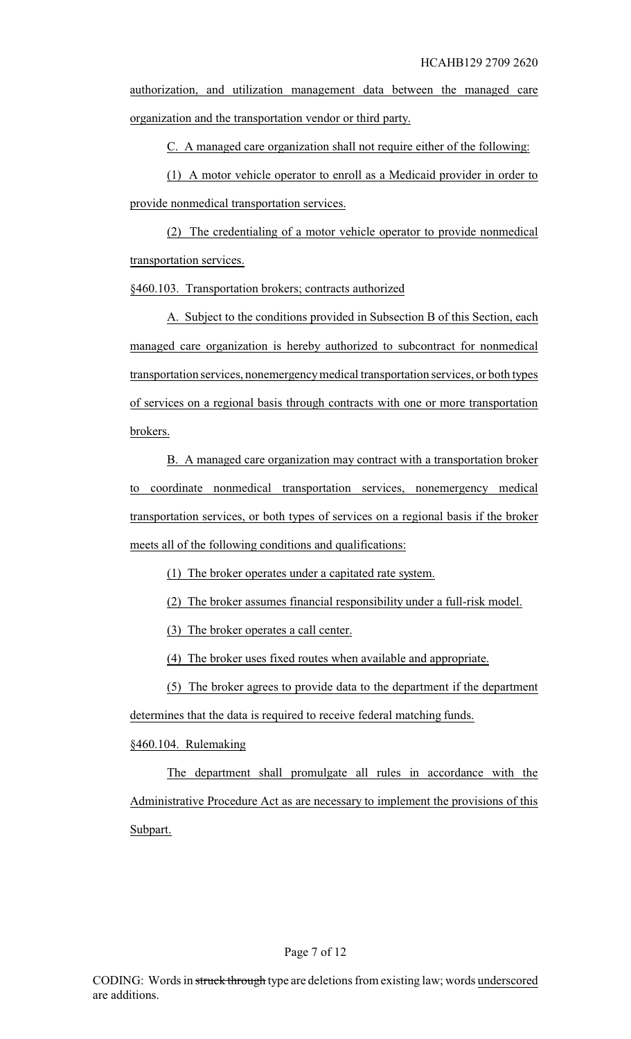authorization, and utilization management data between the managed care organization and the transportation vendor or third party.

C. A managed care organization shall not require either of the following:

(1) A motor vehicle operator to enroll as a Medicaid provider in order to provide nonmedical transportation services.

(2) The credentialing of a motor vehicle operator to provide nonmedical transportation services.

§460.103. Transportation brokers; contracts authorized

A. Subject to the conditions provided in Subsection B of this Section, each managed care organization is hereby authorized to subcontract for nonmedical transportation services, nonemergency medical transportation services, or both types of services on a regional basis through contracts with one or more transportation brokers.

B. A managed care organization may contract with a transportation broker to coordinate nonmedical transportation services, nonemergency medical transportation services, or both types of services on a regional basis if the broker meets all of the following conditions and qualifications:

(1) The broker operates under a capitated rate system.

(2) The broker assumes financial responsibility under a full-risk model.

(3) The broker operates a call center.

(4) The broker uses fixed routes when available and appropriate.

(5) The broker agrees to provide data to the department if the department determines that the data is required to receive federal matching funds.

§460.104. Rulemaking

The department shall promulgate all rules in accordance with the Administrative Procedure Act as are necessary to implement the provisions of this Subpart.

CODING: Words in struck through type are deletions from existing law; words underscored are additions.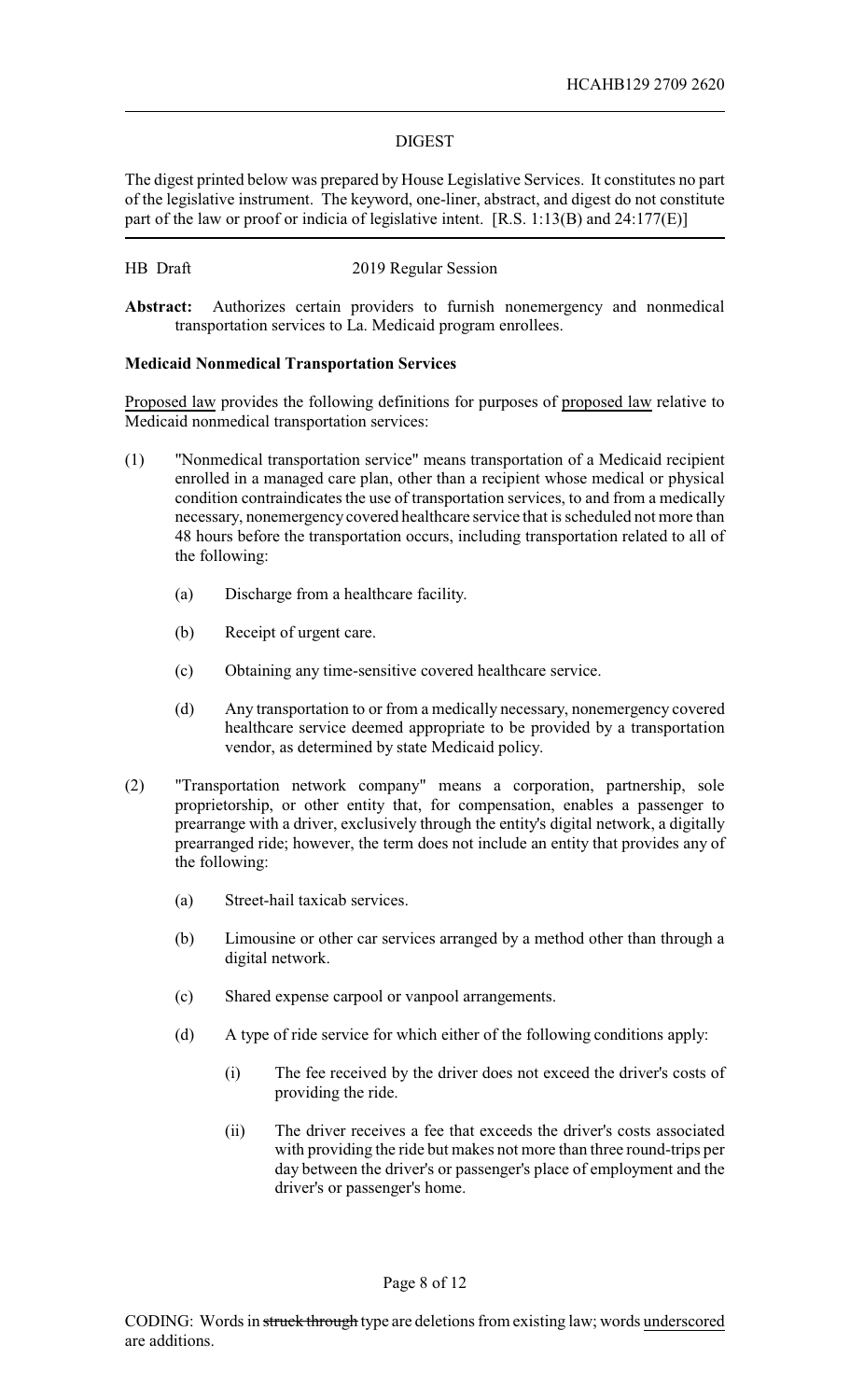HCAHB129 2709 2620

DIGEST

The digest printed below was prepared by House Legislative Services. It constitutes no part of the legislative instrument. The keyword, one-liner, abstract, and digest do not constitute part of the law or proof or indicia of legislative intent. [R.S. 1:13(B) and 24:177(E)]

HB Draft 2019 Regular Session

**Abstract:** Authorizes certain providers to furnish nonemergency and nonmedical transportation services to La. Medicaid program enrollees.

**Medicaid Nonmedical Transportation Services**

<u>Proposed law</u> provides the following definitions for purposes of <u>proposed law</u> relative to Medicaid nonmedical transportation services:

(1) "Nonmedical transportation service" means transportation of a Medicaid recipient enrolled in a managed care plan, other than a recipient whose medical or physical condition contraindicates the use of transportation services, to and from a medically necessary, nonemergency covered healthcare service that is scheduled not more than 48 hours before the transportation occurs, including transportation related to all of the following:

   (a) Discharge from a healthcare facility.

   (b) Receipt of urgent care.

   (c) Obtaining any time-sensitive covered healthcare service.

   (d) Any transportation to or from a medically necessary, nonemergency covered healthcare service deemed appropriate to be provided by a transportation vendor, as determined by state Medicaid policy.

(2) "Transportation network company" means a corporation, partnership, sole proprietorship, or other entity that, for compensation, enables a passenger to prearrange with a driver, exclusively through the entity's digital network, a digitally prearranged ride; however, the term does not include an entity that provides any of the following:

   (a) Street-hail taxicab services.

   (b) Limousine or other car services arranged by a method other than through a digital network.

   (c) Shared expense carpool or vanpool arrangements.

   (d) A type of ride service for which either of the following conditions apply:

      (i) The fee received by the driver does not exceed the driver's costs of providing the ride.

      (ii) The driver receives a fee that exceeds the driver's costs associated with providing the ride but makes not more than three round-trips per day between the driver's or passenger's place of employment and the driver's or passenger's home.

CODING: Words in ~~struck through~~ type are deletions from existing law; words <u>underscored</u> are additions.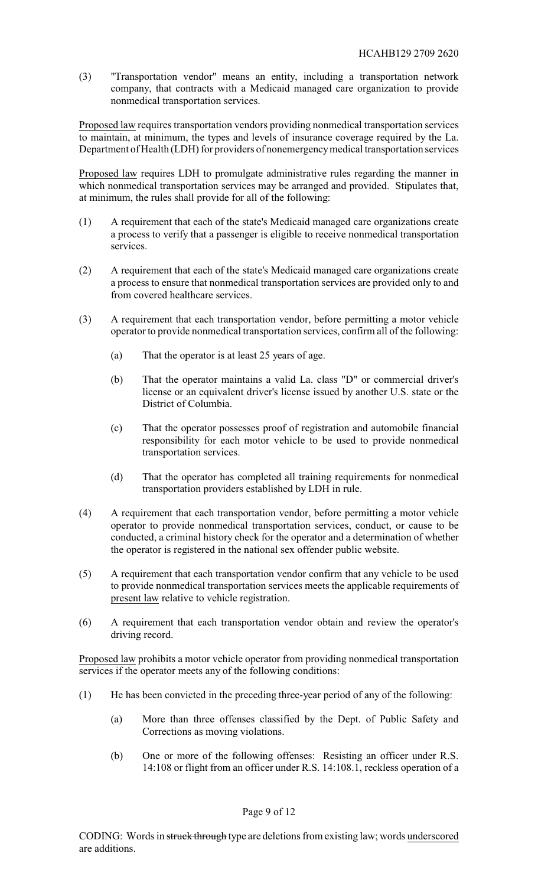(3) "Transportation vendor" means an entity, including a transportation network company, that contracts with a Medicaid managed care organization to provide nonmedical transportation services.

<u>Proposed law</u> requires transportation vendors providing nonmedical transportation services to maintain, at minimum, the types and levels of insurance coverage required by the La. Department of Health (LDH) for providers of nonemergency medical transportation services

<u>Proposed law</u> requires LDH to promulgate administrative rules regarding the manner in which nonmedical transportation services may be arranged and provided. Stipulates that, at minimum, the rules shall provide for all of the following:

(1) A requirement that each of the state's Medicaid managed care organizations create a process to verify that a passenger is eligible to receive nonmedical transportation services.

(2) A requirement that each of the state's Medicaid managed care organizations create a process to ensure that nonmedical transportation services are provided only to and from covered healthcare services.

(3) A requirement that each transportation vendor, before permitting a motor vehicle operator to provide nonmedical transportation services, confirm all of the following:

   (a) That the operator is at least 25 years of age.

   (b) That the operator maintains a valid La. class "D" or commercial driver's license or an equivalent driver's license issued by another U.S. state or the District of Columbia.

   (c) That the operator possesses proof of registration and automobile financial responsibility for each motor vehicle to be used to provide nonmedical transportation services.

   (d) That the operator has completed all training requirements for nonmedical transportation providers established by LDH in rule.

(4) A requirement that each transportation vendor, before permitting a motor vehicle operator to provide nonmedical transportation services, conduct, or cause to be conducted, a criminal history check for the operator and a determination of whether the operator is registered in the national sex offender public website.

(5) A requirement that each transportation vendor confirm that any vehicle to be used to provide nonmedical transportation services meets the applicable requirements of <u>present law</u> relative to vehicle registration.

(6) A requirement that each transportation vendor obtain and review the operator's driving record.

<u>Proposed law</u> prohibits a motor vehicle operator from providing nonmedical transportation services if the operator meets any of the following conditions:

(1) He has been convicted in the preceding three-year period of any of the following:

   (a) More than three offenses classified by the Dept. of Public Safety and Corrections as moving violations.

   (b) One or more of the following offenses: Resisting an officer under R.S. 14:108 or flight from an officer under R.S. 14:108.1, reckless operation of a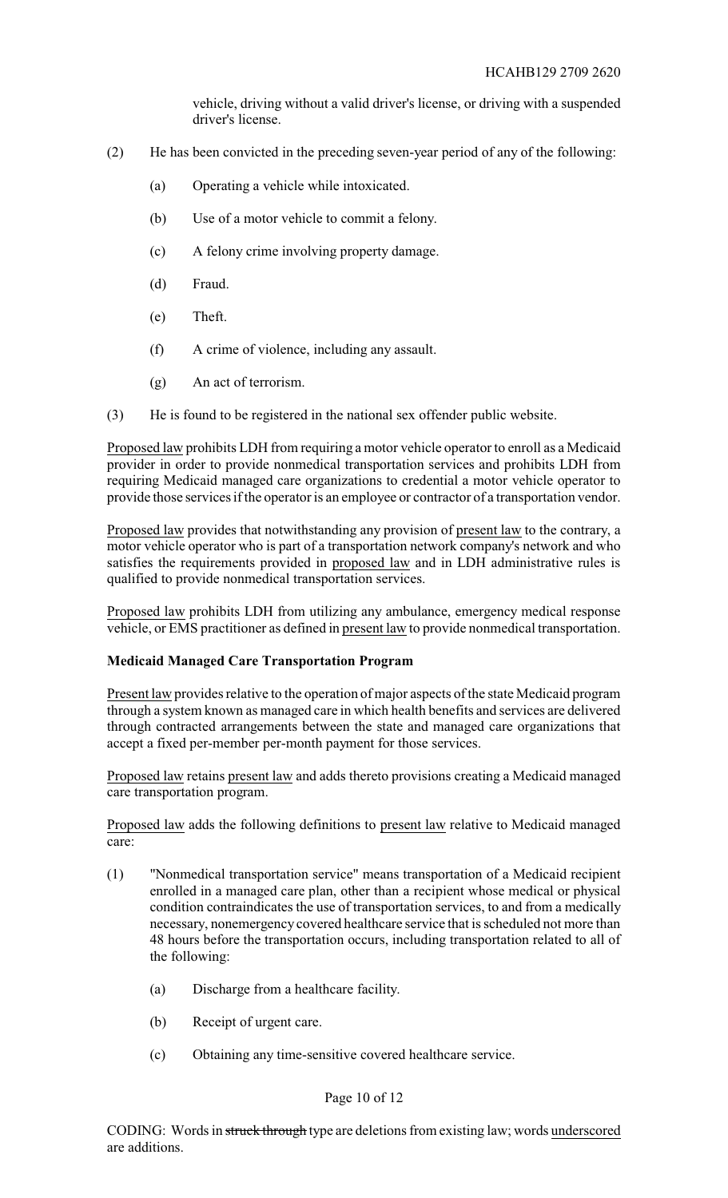vehicle, driving without a valid driver's license, or driving with a suspended driver's license.

(2) He has been convicted in the preceding seven-year period of any of the following:

   (a) Operating a vehicle while intoxicated.

   (b) Use of a motor vehicle to commit a felony.

   (c) A felony crime involving property damage.

   (d) Fraud.

   (e) Theft.

   (f) A crime of violence, including any assault.

   (g) An act of terrorism.

(3) He is found to be registered in the national sex offender public website.

Proposed law prohibits LDH from requiring a motor vehicle operator to enroll as a Medicaid provider in order to provide nonmedical transportation services and prohibits LDH from requiring Medicaid managed care organizations to credential a motor vehicle operator to provide those services if the operator is an employee or contractor of a transportation vendor.

Proposed law provides that notwithstanding any provision of present law to the contrary, a motor vehicle operator who is part of a transportation network company's network and who satisfies the requirements provided in proposed law and in LDH administrative rules is qualified to provide nonmedical transportation services.

Proposed law prohibits LDH from utilizing any ambulance, emergency medical response vehicle, or EMS practitioner as defined in present law to provide nonmedical transportation.

**Medicaid Managed Care Transportation Program**

Present law provides relative to the operation of major aspects of the state Medicaid program through a system known as managed care in which health benefits and services are delivered through contracted arrangements between the state and managed care organizations that accept a fixed per-member per-month payment for those services.

Proposed law retains present law and adds thereto provisions creating a Medicaid managed care transportation program.

Proposed law adds the following definitions to present law relative to Medicaid managed care:

(1) "Nonmedical transportation service" means transportation of a Medicaid recipient enrolled in a managed care plan, other than a recipient whose medical or physical condition contraindicates the use of transportation services, to and from a medically necessary, nonemergency covered healthcare service that is scheduled not more than 48 hours before the transportation occurs, including transportation related to all of the following:

   (a) Discharge from a healthcare facility.

   (b) Receipt of urgent care.

   (c) Obtaining any time-sensitive covered healthcare service.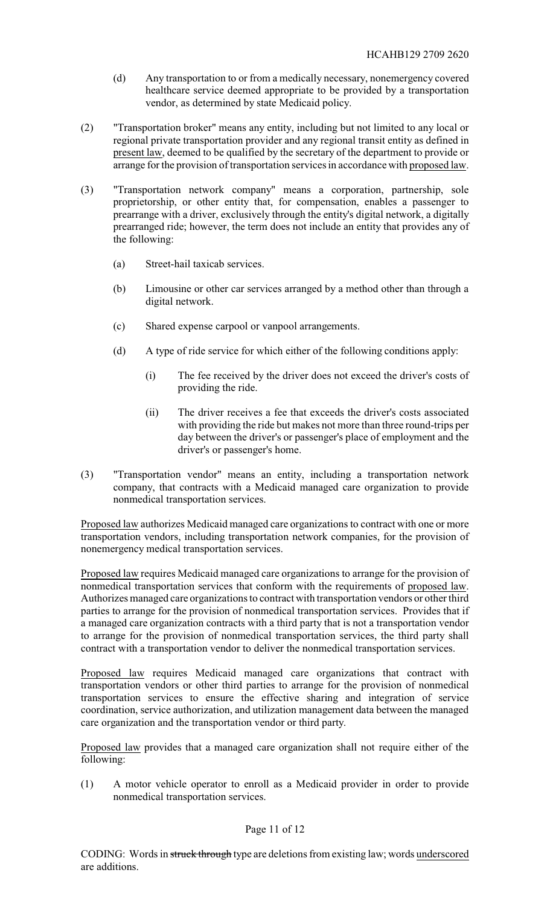(d) Any transportation to or from a medically necessary, nonemergency covered healthcare service deemed appropriate to be provided by a transportation vendor, as determined by state Medicaid policy.

(2) "Transportation broker" means any entity, including but not limited to any local or regional private transportation provider and any regional transit entity as defined in present law, deemed to be qualified by the secretary of the department to provide or arrange for the provision of transportation services in accordance with proposed law.

(3) "Transportation network company" means a corporation, partnership, sole proprietorship, or other entity that, for compensation, enables a passenger to prearrange with a driver, exclusively through the entity's digital network, a digitally prearranged ride; however, the term does not include an entity that provides any of the following:

(a) Street-hail taxicab services.

(b) Limousine or other car services arranged by a method other than through a digital network.

(c) Shared expense carpool or vanpool arrangements.

(d) A type of ride service for which either of the following conditions apply:

(i) The fee received by the driver does not exceed the driver's costs of providing the ride.

(ii) The driver receives a fee that exceeds the driver's costs associated with providing the ride but makes not more than three round-trips per day between the driver's or passenger's place of employment and the driver's or passenger's home.

(3) "Transportation vendor" means an entity, including a transportation network company, that contracts with a Medicaid managed care organization to provide nonmedical transportation services.

Proposed law authorizes Medicaid managed care organizations to contract with one or more transportation vendors, including transportation network companies, for the provision of nonemergency medical transportation services.

Proposed law requires Medicaid managed care organizations to arrange for the provision of nonmedical transportation services that conform with the requirements of proposed law. Authorizes managed care organizations to contract with transportation vendors or other third parties to arrange for the provision of nonmedical transportation services. Provides that if a managed care organization contracts with a third party that is not a transportation vendor to arrange for the provision of nonmedical transportation services, the third party shall contract with a transportation vendor to deliver the nonmedical transportation services.

Proposed law requires Medicaid managed care organizations that contract with transportation vendors or other third parties to arrange for the provision of nonmedical transportation services to ensure the effective sharing and integration of service coordination, service authorization, and utilization management data between the managed care organization and the transportation vendor or third party.

Proposed law provides that a managed care organization shall not require either of the following:

(1) A motor vehicle operator to enroll as a Medicaid provider in order to provide nonmedical transportation services.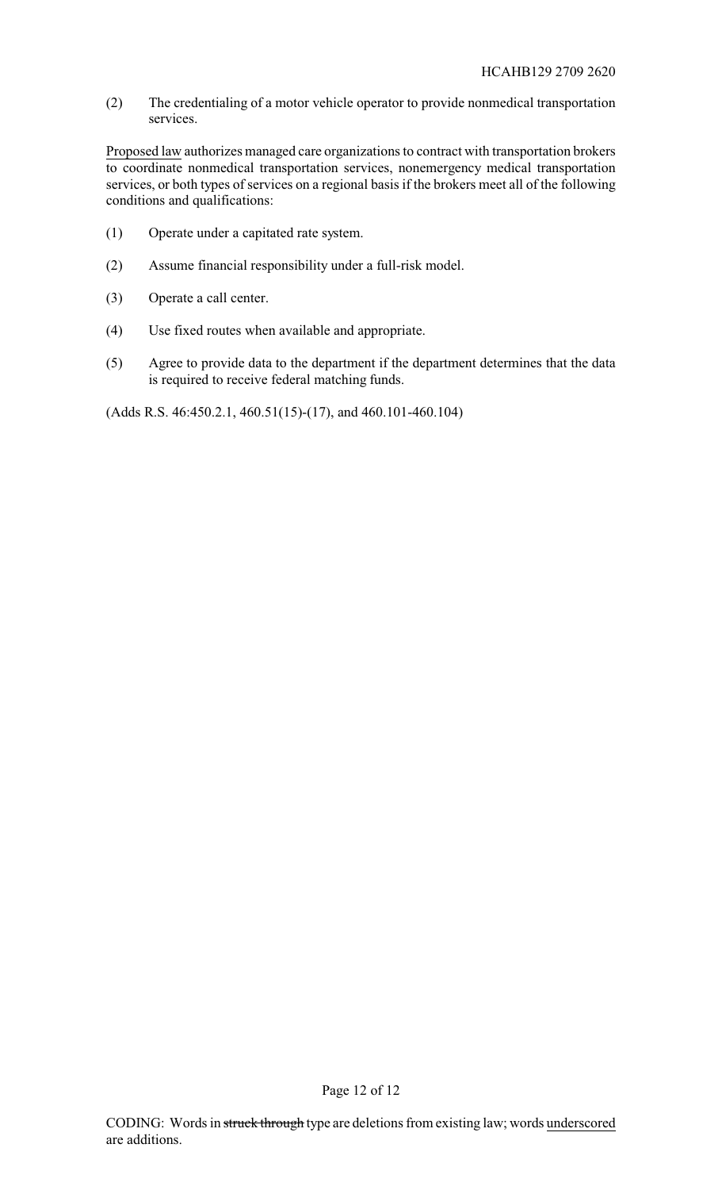(2) The credentialing of a motor vehicle operator to provide nonmedical transportation services.

Proposed law authorizes managed care organizations to contract with transportation brokers to coordinate nonmedical transportation services, nonemergency medical transportation services, or both types of services on a regional basis if the brokers meet all of the following conditions and qualifications:

(1) Operate under a capitated rate system.

(2) Assume financial responsibility under a full-risk model.

(3) Operate a call center.

(4) Use fixed routes when available and appropriate.

(5) Agree to provide data to the department if the department determines that the data is required to receive federal matching funds.

(Adds R.S. 46:450.2.1, 460.51(15)-(17), and 460.101-460.104)

CODING: Words in ~~struck through~~ type are deletions from existing law; words underscored are additions.